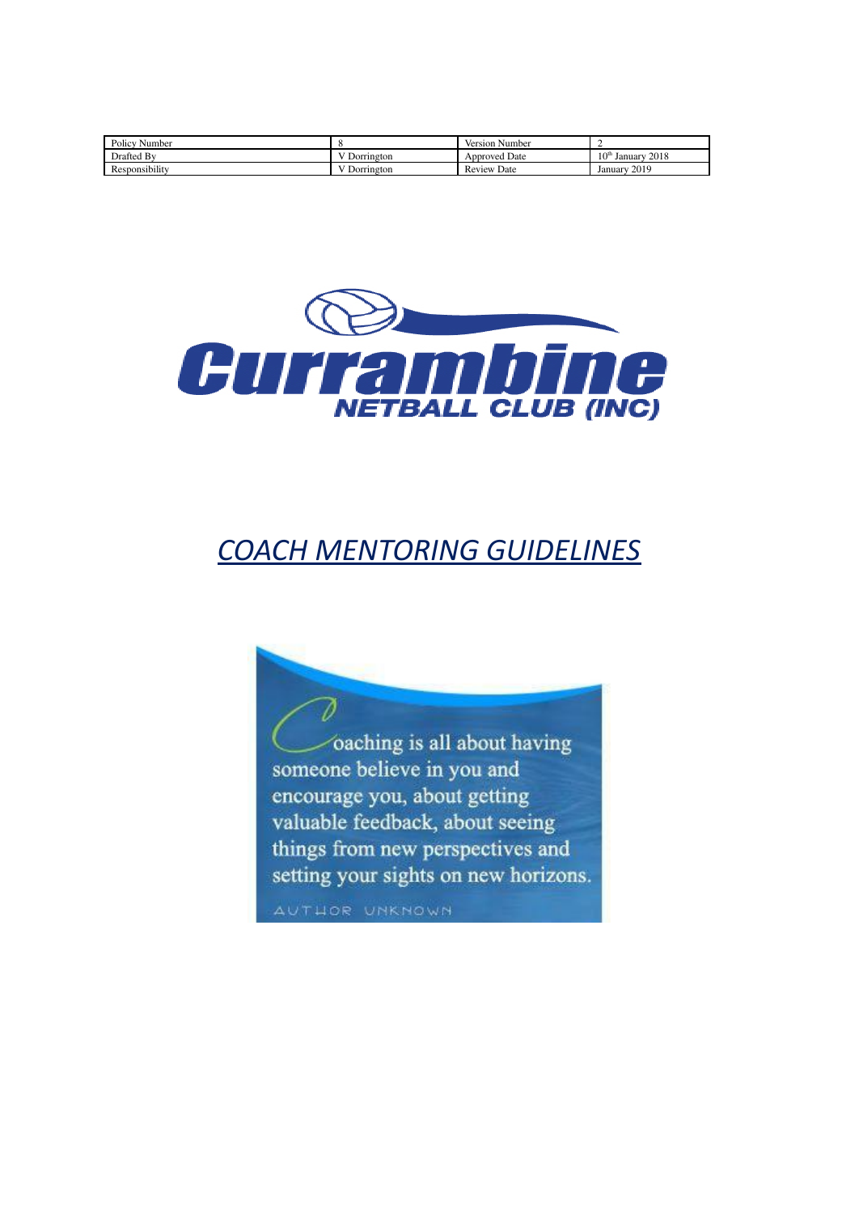| | | | |
|---|---|---|---|
| Policy Number | 8 | Version Number | 2 |
| Drafted By | V Dorrington | Approved Date | 10th January 2018 |
| Responsibility | V Dorrington | Review Date | January 2019 |

**Currambine**
**NETBALL CLUB (INC)**

# *COACH MENTORING GUIDELINES*

Coaching is all about having someone believe in you and encourage you, about getting valuable feedback, about seeing things from new perspectives and setting your sights on new horizons.

AUTHOR UNKNOWN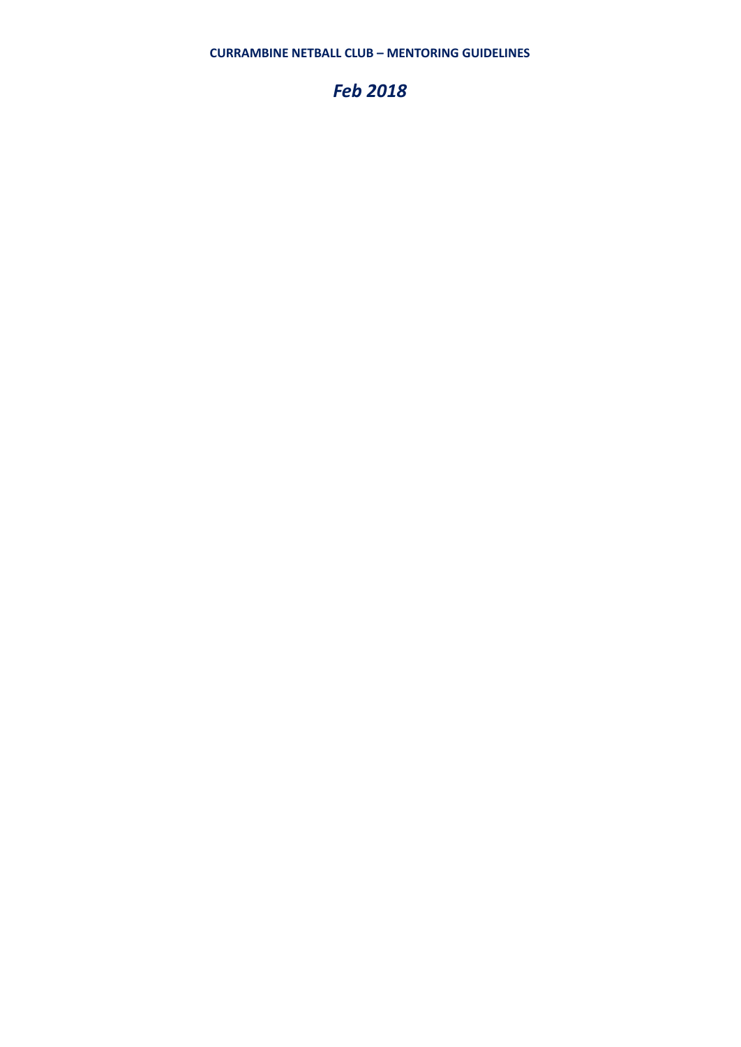***Feb 2018***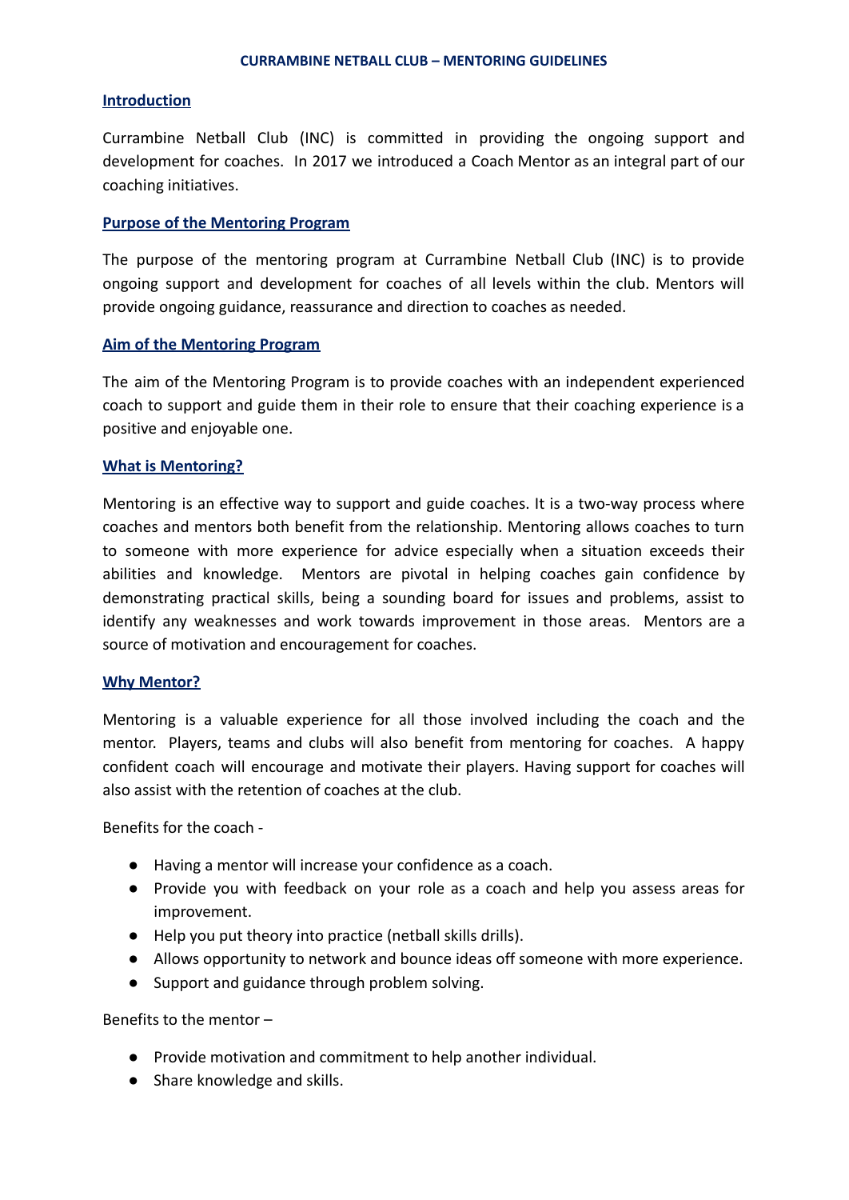# CURRAMBINE NETBALL CLUB – MENTORING GUIDELINES

## Introduction

Currambine Netball Club (INC) is committed in providing the ongoing support and development for coaches. In 2017 we introduced a Coach Mentor as an integral part of our coaching initiatives.

## Purpose of the Mentoring Program

The purpose of the mentoring program at Currambine Netball Club (INC) is to provide ongoing support and development for coaches of all levels within the club. Mentors will provide ongoing guidance, reassurance and direction to coaches as needed.

## Aim of the Mentoring Program

The aim of the Mentoring Program is to provide coaches with an independent experienced coach to support and guide them in their role to ensure that their coaching experience is a positive and enjoyable one.

## What is Mentoring?

Mentoring is an effective way to support and guide coaches. It is a two-way process where coaches and mentors both benefit from the relationship. Mentoring allows coaches to turn to someone with more experience for advice especially when a situation exceeds their abilities and knowledge. Mentors are pivotal in helping coaches gain confidence by demonstrating practical skills, being a sounding board for issues and problems, assist to identify any weaknesses and work towards improvement in those areas. Mentors are a source of motivation and encouragement for coaches.

## Why Mentor?

Mentoring is a valuable experience for all those involved including the coach and the mentor. Players, teams and clubs will also benefit from mentoring for coaches. A happy confident coach will encourage and motivate their players. Having support for coaches will also assist with the retention of coaches at the club.

Benefits for the coach -

- Having a mentor will increase your confidence as a coach.
- Provide you with feedback on your role as a coach and help you assess areas for improvement.
- Help you put theory into practice (netball skills drills).
- Allows opportunity to network and bounce ideas off someone with more experience.
- Support and guidance through problem solving.

Benefits to the mentor –

- Provide motivation and commitment to help another individual.
- Share knowledge and skills.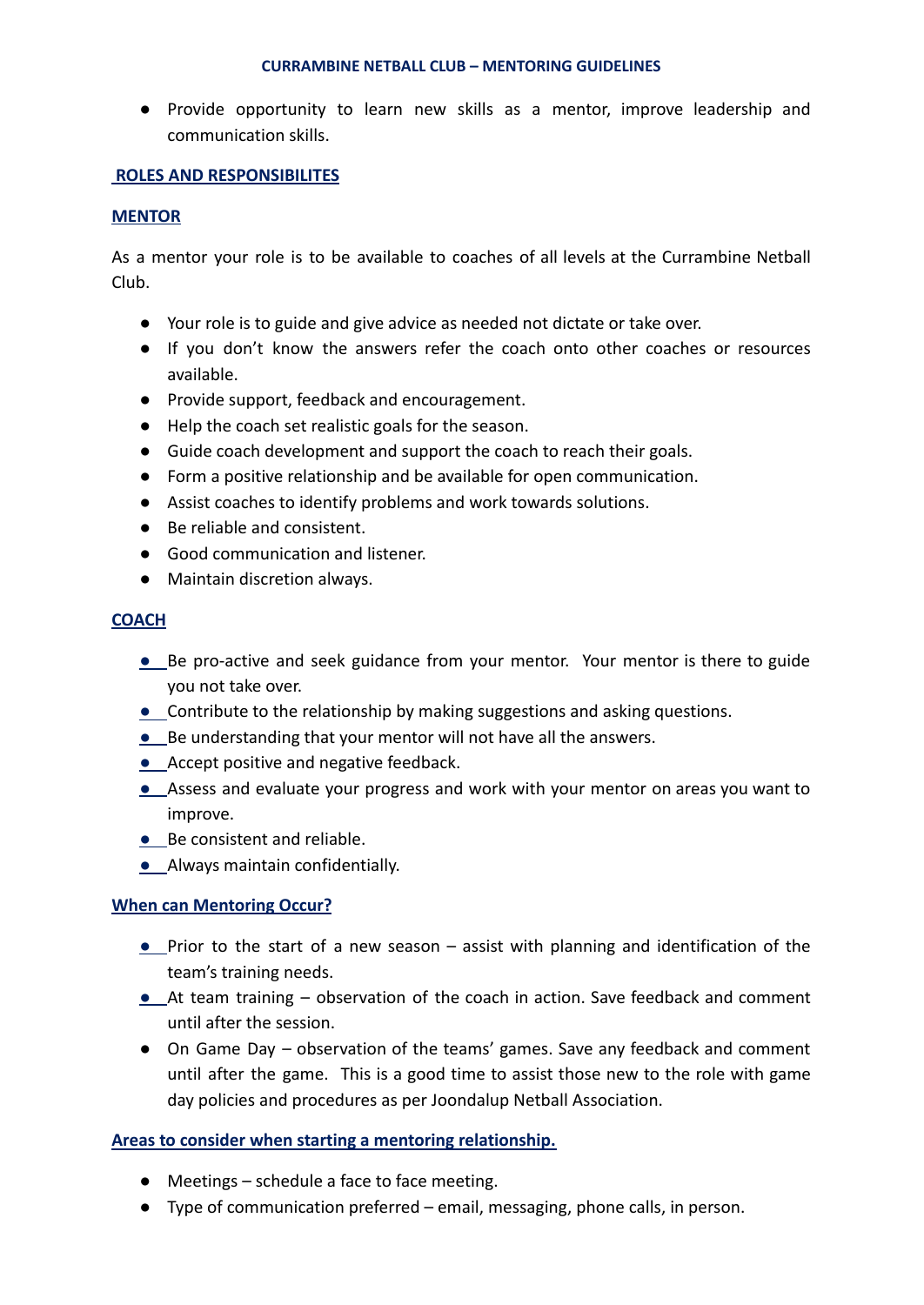- Provide opportunity to learn new skills as a mentor, improve leadership and communication skills.

## ROLES AND RESPONSIBILITES

### MENTOR

As a mentor your role is to be available to coaches of all levels at the Currambine Netball Club.

- Your role is to guide and give advice as needed not dictate or take over.
- If you don't know the answers refer the coach onto other coaches or resources available.
- Provide support, feedback and encouragement.
- Help the coach set realistic goals for the season.
- Guide coach development and support the coach to reach their goals.
- Form a positive relationship and be available for open communication.
- Assist coaches to identify problems and work towards solutions.
- Be reliable and consistent.
- Good communication and listener.
- Maintain discretion always.

### COACH

- Be pro-active and seek guidance from your mentor. Your mentor is there to guide you not take over.
- Contribute to the relationship by making suggestions and asking questions.
- Be understanding that your mentor will not have all the answers.
- Accept positive and negative feedback.
- Assess and evaluate your progress and work with your mentor on areas you want to improve.
- Be consistent and reliable.
- Always maintain confidentially.

### When can Mentoring Occur?

- Prior to the start of a new season – assist with planning and identification of the team's training needs.
- At team training – observation of the coach in action. Save feedback and comment until after the session.
- On Game Day – observation of the teams' games. Save any feedback and comment until after the game. This is a good time to assist those new to the role with game day policies and procedures as per Joondalup Netball Association.

### Areas to consider when starting a mentoring relationship.

- Meetings – schedule a face to face meeting.
- Type of communication preferred – email, messaging, phone calls, in person.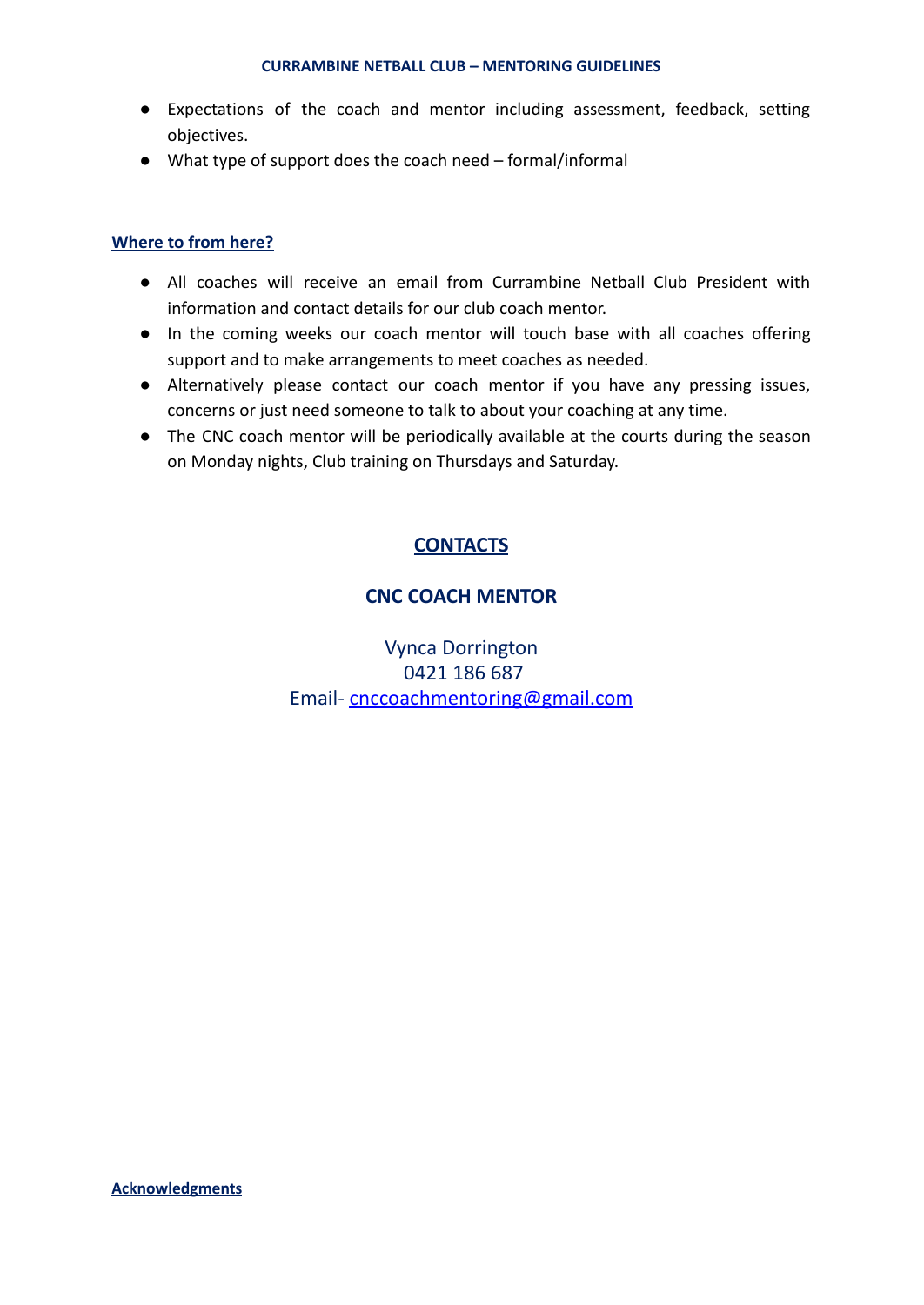- Expectations of the coach and mentor including assessment, feedback, setting objectives.
- What type of support does the coach need – formal/informal

## Where to from here?

- All coaches will receive an email from Currambine Netball Club President with information and contact details for our club coach mentor.
- In the coming weeks our coach mentor will touch base with all coaches offering support and to make arrangements to meet coaches as needed.
- Alternatively please contact our coach mentor if you have any pressing issues, concerns or just need someone to talk to about your coaching at any time.
- The CNC coach mentor will be periodically available at the courts during the season on Monday nights, Club training on Thursdays and Saturday.

## CONTACTS

### CNC COACH MENTOR

Vynca Dorrington
0421 186 687
Email- cnccoachmentoring@gmail.com

## Acknowledgments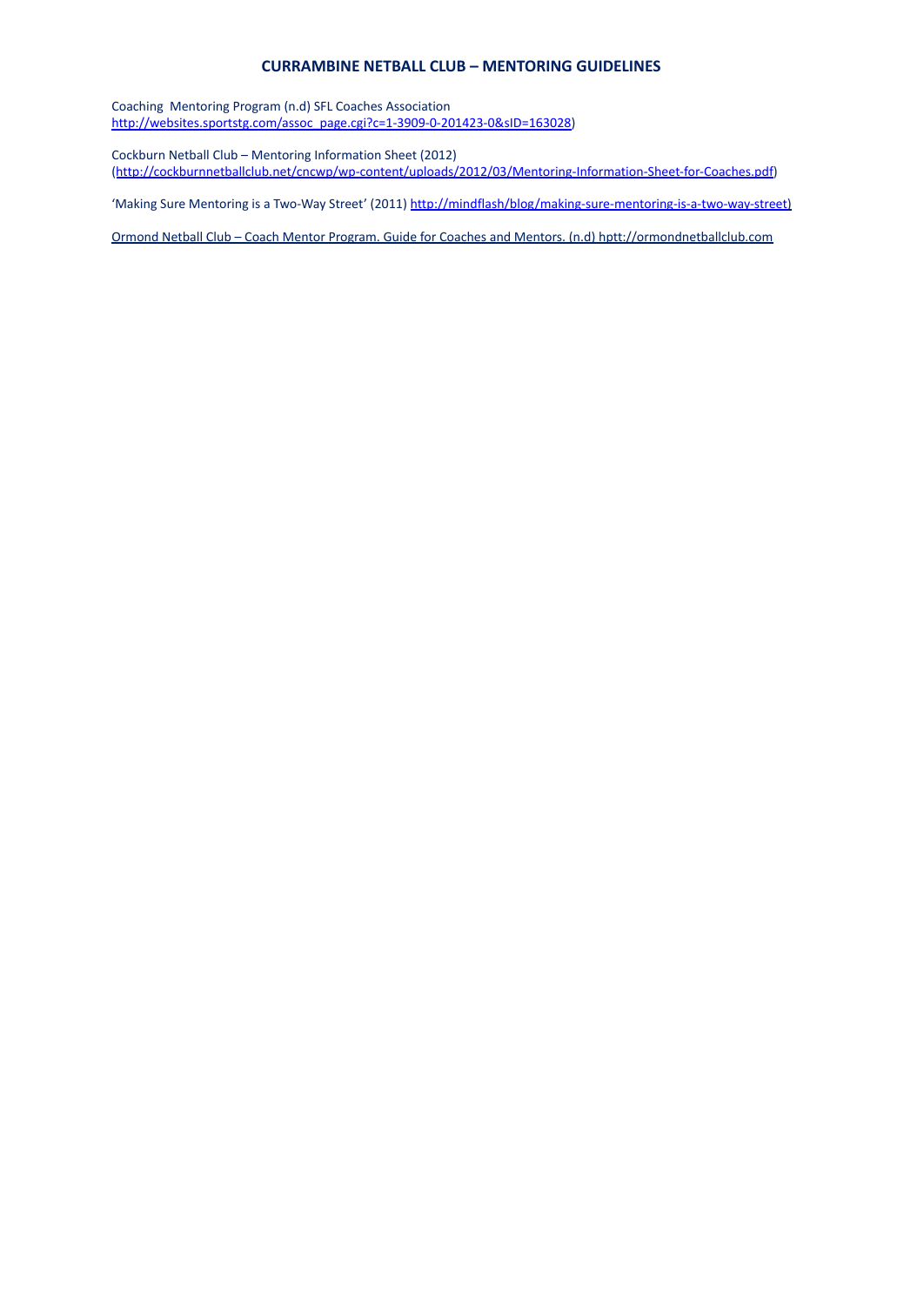**CURRAMBINE NETBALL CLUB – MENTORING GUIDELINES**

Coaching Mentoring Program (n.d) SFL Coaches Association
http://websites.sportstg.com/assoc_page.cgi?c=1-3909-0-201423-0&sID=163028)

Cockburn Netball Club – Mentoring Information Sheet (2012)
(http://cockburnnetballclub.net/cncwp/wp-content/uploads/2012/03/Mentoring-Information-Sheet-for-Coaches.pdf)

'Making Sure Mentoring is a Two-Way Street' (2011) http://mindflash/blog/making-sure-mentoring-is-a-two-way-street)

Ormond Netball Club – Coach Mentor Program. Guide for Coaches and Mentors. (n.d) hptt://ormondnetballclub.com